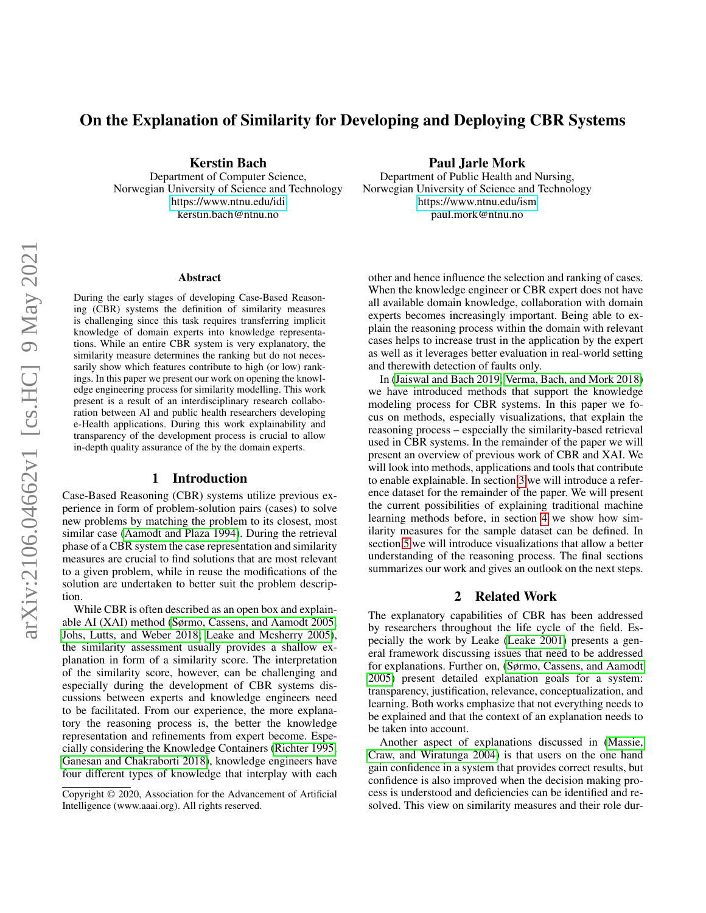# On the Explanation of Similarity for Developing and Deploying CBR Systems

**Kerstin Bach**
Department of Computer Science,
Norwegian University of Science and Technology
https://www.ntnu.edu/idi
kerstin.bach@ntnu.no

**Paul Jarle Mork**
Department of Public Health and Nursing,
Norwegian University of Science and Technology
https://www.ntnu.edu/ism
paul.mork@ntnu.no

## Abstract

During the early stages of developing Case-Based Reasoning (CBR) systems the definition of similarity measures is challenging since this task requires transferring implicit knowledge of domain experts into knowledge representations. While an entire CBR system is very explanatory, the similarity measure determines the ranking but do not necessarily show which features contribute to high (or low) rankings. In this paper we present our work on opening the knowledge engineering process for similarity modelling. This work present is a result of an interdisciplinary research collaboration between AI and public health researchers developing e-Health applications. During this work explainability and transparency of the development process is crucial to allow in-depth quality assurance of the by the domain experts.

## 1 Introduction

Case-Based Reasoning (CBR) systems utilize previous experience in form of problem-solution pairs (cases) to solve new problems by matching the problem to its closest, most similar case (Aamodt and Plaza 1994). During the retrieval phase of a CBR system the case representation and similarity measures are crucial to find solutions that are most relevant to a given problem, while in reuse the modifications of the solution are undertaken to better suit the problem description.

While CBR is often described as an open box and explainable AI (XAI) method (Sørmo, Cassens, and Aamodt 2005; Johs, Lutts, and Weber 2018; Leake and Mcsherry 2005), the similarity assessment usually provides a shallow explanation in form of a similarity score. The interpretation of the similarity score, however, can be challenging and especially during the development of CBR systems discussions between experts and knowledge engineers need to be facilitated. From our experience, the more explanatory the reasoning process is, the better the knowledge representation and refinements from expert become. Especially considering the Knowledge Containers (Richter 1995; Ganesan and Chakraborti 2018), knowledge engineers have four different types of knowledge that interplay with each other and hence influence the selection and ranking of cases. When the knowledge engineer or CBR expert does not have all available domain knowledge, collaboration with domain experts becomes increasingly important. Being able to explain the reasoning process within the domain with relevant cases helps to increase trust in the application by the expert as well as it leverages better evaluation in real-world setting and therewith detection of faults only.

In (Jaiswal and Bach 2019; Verma, Bach, and Mork 2018) we have introduced methods that support the knowledge modeling process for CBR systems. In this paper we focus on methods, especially visualizations, that explain the reasoning process – especially the similarity-based retrieval used in CBR systems. In the remainder of the paper we will present an overview of previous work of CBR and XAI. We will look into methods, applications and tools that contribute to enable explainable. In section 3 we will introduce a reference dataset for the remainder of the paper. We will present the current possibilities of explaining traditional machine learning methods before, in section 4 we show how similarity measures for the sample dataset can be defined. In section 5 we will introduce visualizations that allow a better understanding of the reasoning process. The final sections summarizes our work and gives an outlook on the next steps.

## 2 Related Work

The explanatory capabilities of CBR has been addressed by researchers throughout the life cycle of the field. Especially the work by Leake (Leake 2001) presents a general framework discussing issues that need to be addressed for explanations. Further on, (Sørmo, Cassens, and Aamodt 2005) present detailed explanation goals for a system: transparency, justification, relevance, conceptualization, and learning. Both works emphasize that not everything needs to be explained and that the context of an explanation needs to be taken into account.

Another aspect of explanations discussed in (Massie, Craw, and Wiratunga 2004) is that users on the one hand gain confidence in a system that provides correct results, but confidence is also improved when the decision making process is understood and deficiencies can be identified and resolved. This view on similarity measures and their role dur-

Copyright © 2020, Association for the Advancement of Artificial Intelligence (www.aaai.org). All rights reserved.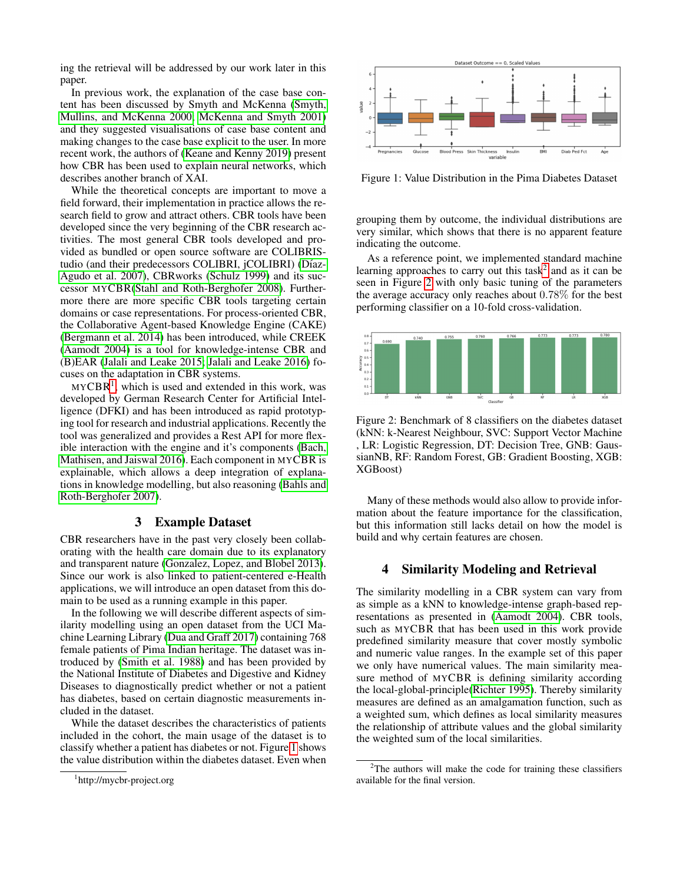ing the retrieval will be addressed by our work later in this paper.

In previous work, the explanation of the case base content has been discussed by Smyth and McKenna (Smyth, Mullins, and McKenna 2000; McKenna and Smyth 2001) and they suggested visualisations of case base content and making changes to the case base explicit to the user. In more recent work, the authors of (Keane and Kenny 2019) present how CBR has been used to explain neural networks, which describes another branch of XAI.

While the theoretical concepts are important to move a field forward, their implementation in practice allows the research field to grow and attract others. CBR tools have been developed since the very beginning of the CBR research activities. The most general CBR tools developed and provided as bundled or open source software are COLIBRIStudio (and their predecessors COLIBRI, jCOLIBRI) (Díaz-Agudo et al. 2007), CBRworks (Schulz 1999) and its successor MYCBR(Stahl and Roth-Berghofer 2008). Furthermore there are more specific CBR tools targeting certain domains or case representations. For process-oriented CBR, the Collaborative Agent-based Knowledge Engine (CAKE) (Bergmann et al. 2014) has been introduced, while CREEK (Aamodt 2004) is a tool for knowledge-intense CBR and (B)EAR (Jalali and Leake 2015; Jalali and Leake 2016) focuses on the adaptation in CBR systems.

MYCBR[1], which is used and extended in this work, was developed by German Research Center for Artificial Intelligence (DFKI) and has been introduced as rapid prototyping tool for research and industrial applications. Recently the tool was generalized and provides a Rest API for more flexible interaction with the engine and it's components (Bach, Mathisen, and Jaiswal 2016). Each component in MYCBR is explainable, which allows a deep integration of explanations in knowledge modelling, but also reasoning (Bahls and Roth-Berghofer 2007).

## 3 Example Dataset

CBR researchers have in the past very closely been collaborating with the health care domain due to its explanatory and transparent nature (Gonzalez, Lopez, and Blobel 2013). Since our work is also linked to patient-centered e-Health applications, we will introduce an open dataset from this domain to be used as a running example in this paper.

In the following we will describe different aspects of similarity modelling using an open dataset from the UCI Machine Learning Library (Dua and Graff 2017) containing 768 female patients of Pima Indian heritage. The dataset was introduced by (Smith et al. 1988) and has been provided by the National Institute of Diabetes and Digestive and Kidney Diseases to diagnostically predict whether or not a patient has diabetes, based on certain diagnostic measurements included in the dataset.

While the dataset describes the characteristics of patients included in the cohort, the main usage of the dataset is to classify whether a patient has diabetes or not. Figure 1 shows the value distribution within the diabetes dataset. Even when grouping them by outcome, the individual distributions are very similar, which shows that there is no apparent feature indicating the outcome.

Figure 1: Value Distribution in the Pima Diabetes Dataset

As a reference point, we implemented standard machine learning approaches to carry out this task[2] and as it can be seen in Figure 2 with only basic tuning of the parameters the average accuracy only reaches about 0.78% for the best performing classifier on a 10-fold cross-validation.

Figure 2: Benchmark of 8 classifiers on the diabetes dataset (kNN: k-Nearest Neighbour, SVC: Support Vector Machine , LR: Logistic Regression, DT: Decision Tree, GNB: GaussianNB, RF: Random Forest, GB: Gradient Boosting, XGB: XGBoost)

Many of these methods would also allow to provide information about the feature importance for the classification, but this information still lacks detail on how the model is build and why certain features are chosen.

## 4 Similarity Modeling and Retrieval

The similarity modelling in a CBR system can vary from as simple as a kNN to knowledge-intense graph-based representations as presented in (Aamodt 2004). CBR tools, such as MYCBR that has been used in this work provide predefined similarity measure that cover mostly symbolic and numeric value ranges. In the example set of this paper we only have numerical values. The main similarity measure method of MYCBR is defining similarity according the local-global-principle(Richter 1995). Thereby similarity measures are defined as an amalgamation function, such as a weighted sum, which defines as local similarity measures the relationship of attribute values and the global similarity the weighted sum of the local similarities.

[1] http://mycbr-project.org

[2] The authors will make the code for training these classifiers available for the final version.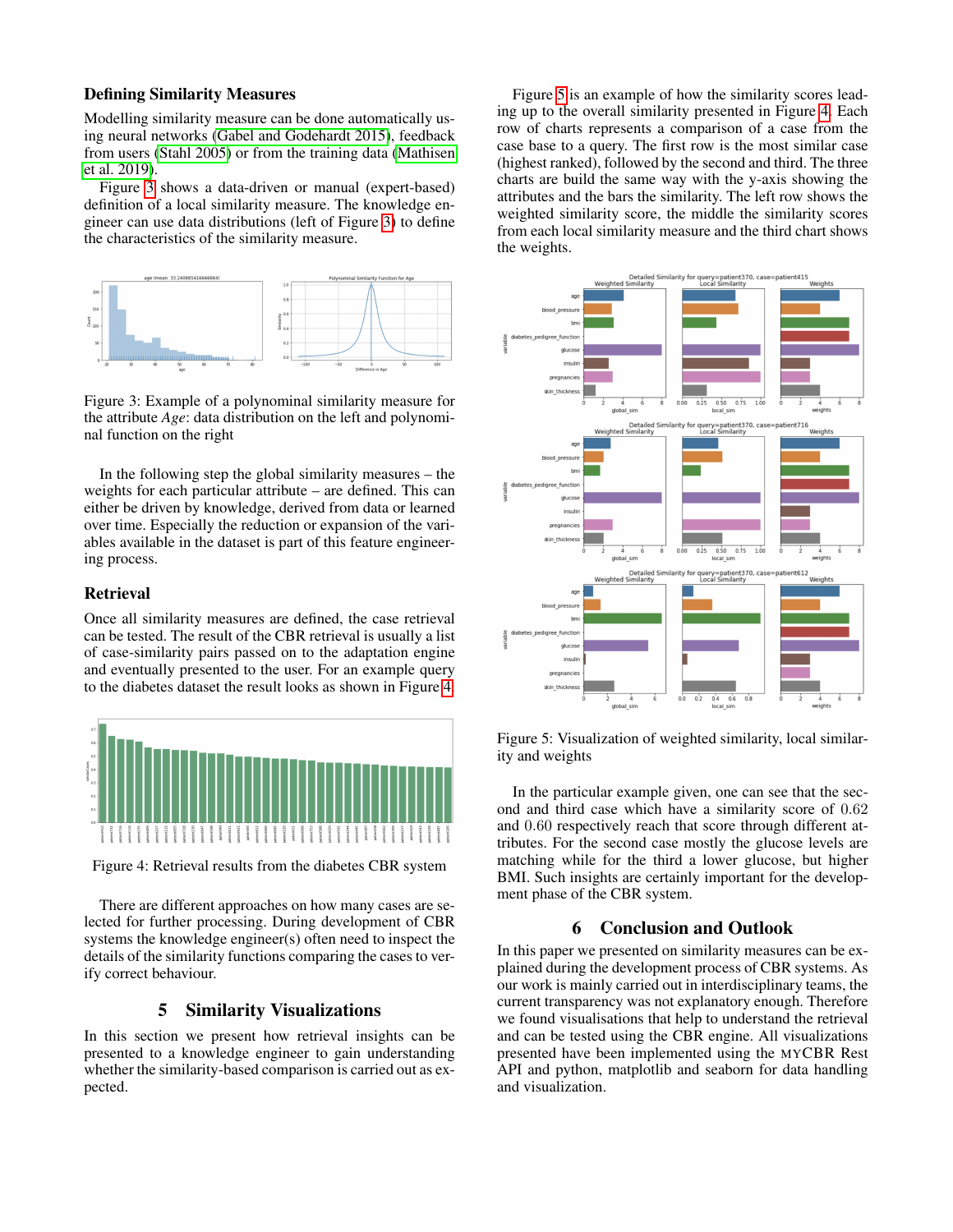### Defining Similarity Measures

Modelling similarity measure can be done automatically using neural networks (Gabel and Godehardt 2015), feedback from users (Stahl 2005) or from the training data (Mathisen et al. 2019).

Figure 3 shows a data-driven or manual (expert-based) definition of a local similarity measure. The knowledge engineer can use data distributions (left of Figure 3) to define the characteristics of the similarity measure.

Figure 3: Example of a polynominal similarity measure for the attribute *Age*: data distribution on the left and polynominal function on the right

In the following step the global similarity measures – the weights for each particular attribute – are defined. This can either be driven by knowledge, derived from data or learned over time. Especially the reduction or expansion of the variables available in the dataset is part of this feature engineering process.

### Retrieval

Once all similarity measures are defined, the case retrieval can be tested. The result of the CBR retrieval is usually a list of case-similarity pairs passed on to the adaptation engine and eventually presented to the user. For an example query to the diabetes dataset the result looks as shown in Figure 4.

Figure 4: Retrieval results from the diabetes CBR system

There are different approaches on how many cases are selected for further processing. During development of CBR systems the knowledge engineer(s) often need to inspect the details of the similarity functions comparing the cases to verify correct behaviour.

## 5 Similarity Visualizations

In this section we present how retrieval insights can be presented to a knowledge engineer to gain understanding whether the similarity-based comparison is carried out as expected.

Figure 5 is an example of how the similarity scores leading up to the overall similarity presented in Figure 4. Each row of charts represents a comparison of a case from the case base to a query. The first row is the most similar case (highest ranked), followed by the second and third. The three charts are build the same way with the y-axis showing the attributes and the bars the similarity. The left row shows the weighted similarity score, the middle the similarity scores from each local similarity measure and the third chart shows the weights.

Figure 5: Visualization of weighted similarity, local similarity and weights

In the particular example given, one can see that the second and third case which have a similarity score of 0.62 and 0.60 respectively reach that score through different attributes. For the second case mostly the glucose levels are matching while for the third a lower glucose, but higher BMI. Such insights are certainly important for the development phase of the CBR system.

## 6 Conclusion and Outlook

In this paper we presented on similarity measures can be explained during the development process of CBR systems. As our work is mainly carried out in interdisciplinary teams, the current transparency was not explanatory enough. Therefore we found visualisations that help to understand the retrieval and can be tested using the CBR engine. All visualizations presented have been implemented using the MYCBR Rest API and python, matplotlib and seaborn for data handling and visualization.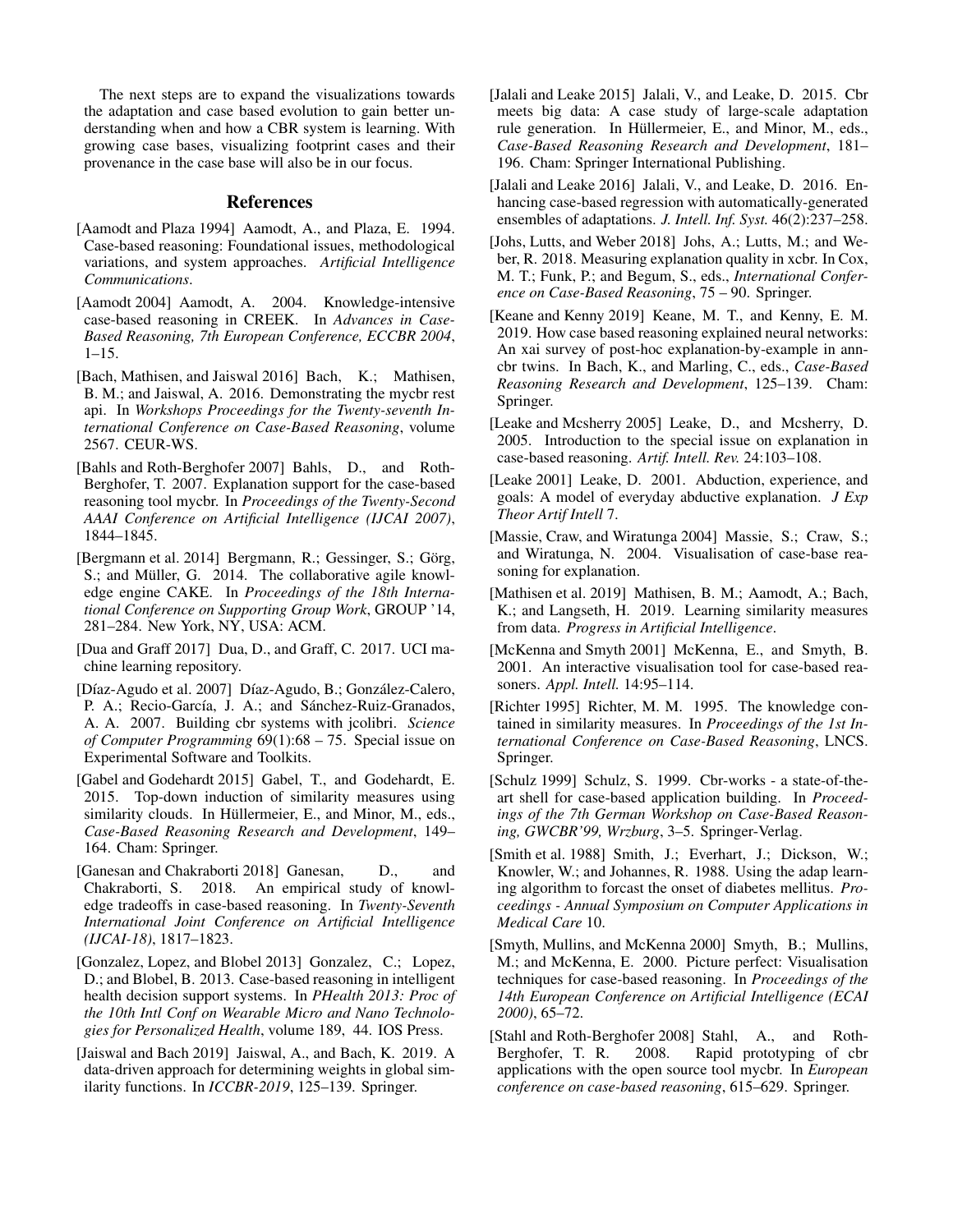The next steps are to expand the visualizations towards the adaptation and case based evolution to gain better understanding when and how a CBR system is learning. With growing case bases, visualizing footprint cases and their provenance in the case base will also be in our focus.

## References

[Aamodt and Plaza 1994] Aamodt, A., and Plaza, E. 1994. Case-based reasoning: Foundational issues, methodological variations, and system approaches. *Artificial Intelligence Communications*.

[Aamodt 2004] Aamodt, A. 2004. Knowledge-intensive case-based reasoning in CREEK. In *Advances in Case-Based Reasoning, 7th European Conference, ECCBR 2004*, 1–15.

[Bach, Mathisen, and Jaiswal 2016] Bach, K.; Mathisen, B. M.; and Jaiswal, A. 2016. Demonstrating the mycbr rest api. In *Workshops Proceedings for the Twenty-seventh International Conference on Case-Based Reasoning*, volume 2567. CEUR-WS.

[Bahls and Roth-Berghofer 2007] Bahls, D., and Roth-Berghofer, T. 2007. Explanation support for the case-based reasoning tool mycbr. In *Proceedings of the Twenty-Second AAAI Conference on Artificial Intelligence (IJCAI 2007)*, 1844–1845.

[Bergmann et al. 2014] Bergmann, R.; Gessinger, S.; Görg, S.; and Müller, G. 2014. The collaborative agile knowledge engine CAKE. In *Proceedings of the 18th International Conference on Supporting Group Work*, GROUP '14, 281–284. New York, NY, USA: ACM.

[Dua and Graff 2017] Dua, D., and Graff, C. 2017. UCI machine learning repository.

[Díaz-Agudo et al. 2007] Díaz-Agudo, B.; González-Calero, P. A.; Recio-García, J. A.; and Sánchez-Ruiz-Granados, A. A. 2007. Building cbr systems with jcolibri. *Science of Computer Programming* 69(1):68 – 75. Special issue on Experimental Software and Toolkits.

[Gabel and Godehardt 2015] Gabel, T., and Godehardt, E. 2015. Top-down induction of similarity measures using similarity clouds. In Hüllermeier, E., and Minor, M., eds., *Case-Based Reasoning Research and Development*, 149–164. Cham: Springer.

[Ganesan and Chakraborti 2018] Ganesan, D., and Chakraborti, S. 2018. An empirical study of knowledge tradeoffs in case-based reasoning. In *Twenty-Seventh International Joint Conference on Artificial Intelligence (IJCAI-18)*, 1817–1823.

[Gonzalez, Lopez, and Blobel 2013] Gonzalez, C.; Lopez, D.; and Blobel, B. 2013. Case-based reasoning in intelligent health decision support systems. In *PHealth 2013: Proc of the 10th Intl Conf on Wearable Micro and Nano Technologies for Personalized Health*, volume 189, 44. IOS Press.

[Jaiswal and Bach 2019] Jaiswal, A., and Bach, K. 2019. A data-driven approach for determining weights in global similarity functions. In *ICCBR-2019*, 125–139. Springer.

[Jalali and Leake 2015] Jalali, V., and Leake, D. 2015. Cbr meets big data: A case study of large-scale adaptation rule generation. In Hüllermeier, E., and Minor, M., eds., *Case-Based Reasoning Research and Development*, 181–196. Cham: Springer International Publishing.

[Jalali and Leake 2016] Jalali, V., and Leake, D. 2016. Enhancing case-based regression with automatically-generated ensembles of adaptations. *J. Intell. Inf. Syst.* 46(2):237–258.

[Johs, Lutts, and Weber 2018] Johs, A.; Lutts, M.; and Weber, R. 2018. Measuring explanation quality in xcbr. In Cox, M. T.; Funk, P.; and Begum, S., eds., *International Conference on Case-Based Reasoning*, 75 – 90. Springer.

[Keane and Kenny 2019] Keane, M. T., and Kenny, E. M. 2019. How case based reasoning explained neural networks: An xai survey of post-hoc explanation-by-example in ann-cbr twins. In Bach, K., and Marling, C., eds., *Case-Based Reasoning Research and Development*, 125–139. Cham: Springer.

[Leake and Mcsherry 2005] Leake, D., and Mcsherry, D. 2005. Introduction to the special issue on explanation in case-based reasoning. *Artif. Intell. Rev.* 24:103–108.

[Leake 2001] Leake, D. 2001. Abduction, experience, and goals: A model of everyday abductive explanation. *J Exp Theor Artif Intell* 7.

[Massie, Craw, and Wiratunga 2004] Massie, S.; Craw, S.; and Wiratunga, N. 2004. Visualisation of case-base reasoning for explanation.

[Mathisen et al. 2019] Mathisen, B. M.; Aamodt, A.; Bach, K.; and Langseth, H. 2019. Learning similarity measures from data. *Progress in Artificial Intelligence*.

[McKenna and Smyth 2001] McKenna, E., and Smyth, B. 2001. An interactive visualisation tool for case-based reasoners. *Appl. Intell.* 14:95–114.

[Richter 1995] Richter, M. M. 1995. The knowledge contained in similarity measures. In *Proceedings of the 1st International Conference on Case-Based Reasoning*, LNCS. Springer.

[Schulz 1999] Schulz, S. 1999. Cbr-works - a state-of-the-art shell for case-based application building. In *Proceedings of the 7th German Workshop on Case-Based Reasoning, GWCBR'99, Wrzburg*, 3–5. Springer-Verlag.

[Smith et al. 1988] Smith, J.; Everhart, J.; Dickson, W.; Knowler, W.; and Johannes, R. 1988. Using the adap learning algorithm to forcast the onset of diabetes mellitus. *Proceedings - Annual Symposium on Computer Applications in Medical Care* 10.

[Smyth, Mullins, and McKenna 2000] Smyth, B.; Mullins, M.; and McKenna, E. 2000. Picture perfect: Visualisation techniques for case-based reasoning. In *Proceedings of the 14th European Conference on Artificial Intelligence (ECAI 2000)*, 65–72.

[Stahl and Roth-Berghofer 2008] Stahl, A., and Roth-Berghofer, T. R. 2008. Rapid prototyping of cbr applications with the open source tool mycbr. In *European conference on case-based reasoning*, 615–629. Springer.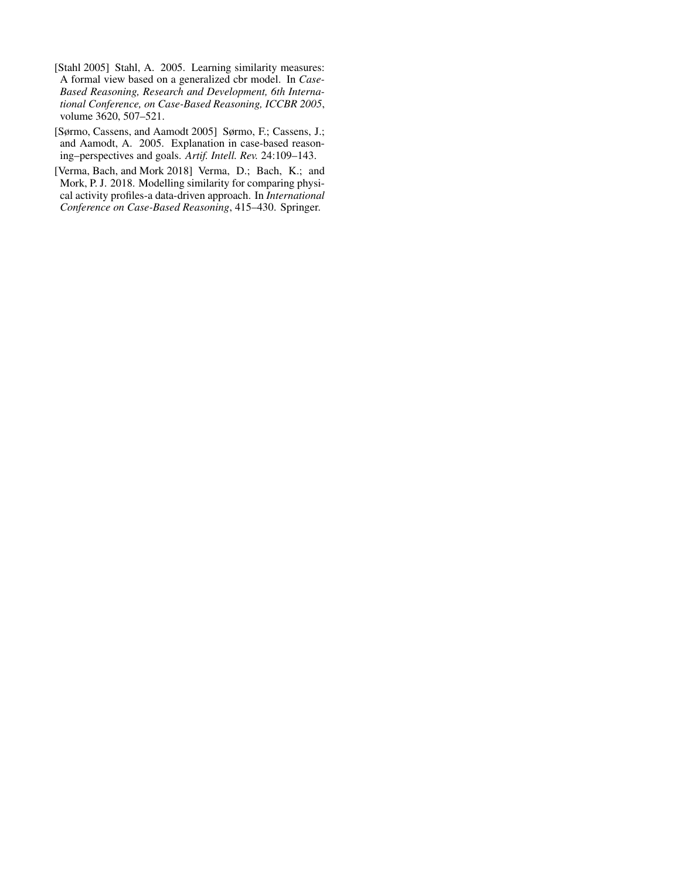[Stahl 2005] Stahl, A. 2005. Learning similarity measures: A formal view based on a generalized cbr model. In *Case-Based Reasoning, Research and Development, 6th International Conference, on Case-Based Reasoning, ICCBR 2005*, volume 3620, 507–521.

[Sørmo, Cassens, and Aamodt 2005] Sørmo, F.; Cassens, J.; and Aamodt, A. 2005. Explanation in case-based reasoning–perspectives and goals. *Artif. Intell. Rev.* 24:109–143.

[Verma, Bach, and Mork 2018] Verma, D.; Bach, K.; and Mork, P. J. 2018. Modelling similarity for comparing physical activity profiles-a data-driven approach. In *International Conference on Case-Based Reasoning*, 415–430. Springer.